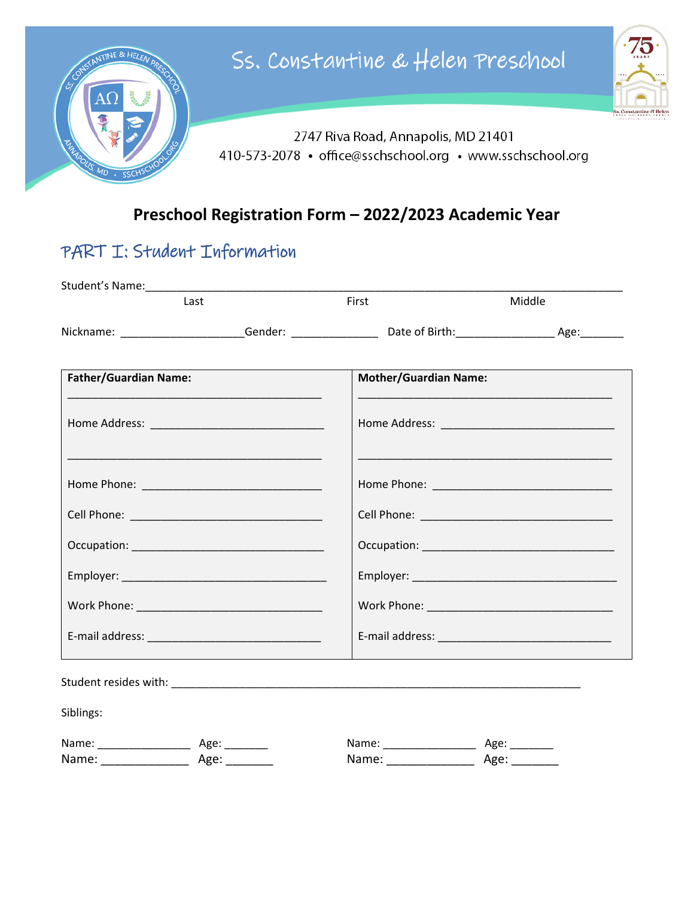# Ss. Constantine & Helen Preschool

2747 Riva Road, Annapolis, MD 21401
410-573-2078 • office@sschschool.org • www.sschschool.org

## Preschool Registration Form – 2022/2023 Academic Year

## PART I: Student Information

Student's Name:_______________________________________________________________________________
Last First Middle

Nickname: ____________________Gender: ______________ Date of Birth:________________ Age:_______

| **Father/Guardian Name:** | **Mother/Guardian Name:** |
|---|---|
| __________________________________________ | __________________________________________ |
| Home Address: ____________________________ | Home Address: ____________________________ |
| __________________________________________ | __________________________________________ |
| Home Phone: ______________________________ | Home Phone: ______________________________ |
| Cell Phone: ________________________________ | Cell Phone: ________________________________ |
| Occupation: ________________________________ | Occupation: ________________________________ |
| Employer: __________________________________ | Employer: __________________________________ |
| Work Phone: _______________________________ | Work Phone: _______________________________ |
| E-mail address: _____________________________ | E-mail address: _____________________________ |

Student resides with: ______________________________________________________________________

Siblings:

Name: _______________ Age: _______ Name: _______________ Age: _______
Name: ______________ Age: ________ Name: ______________ Age: ________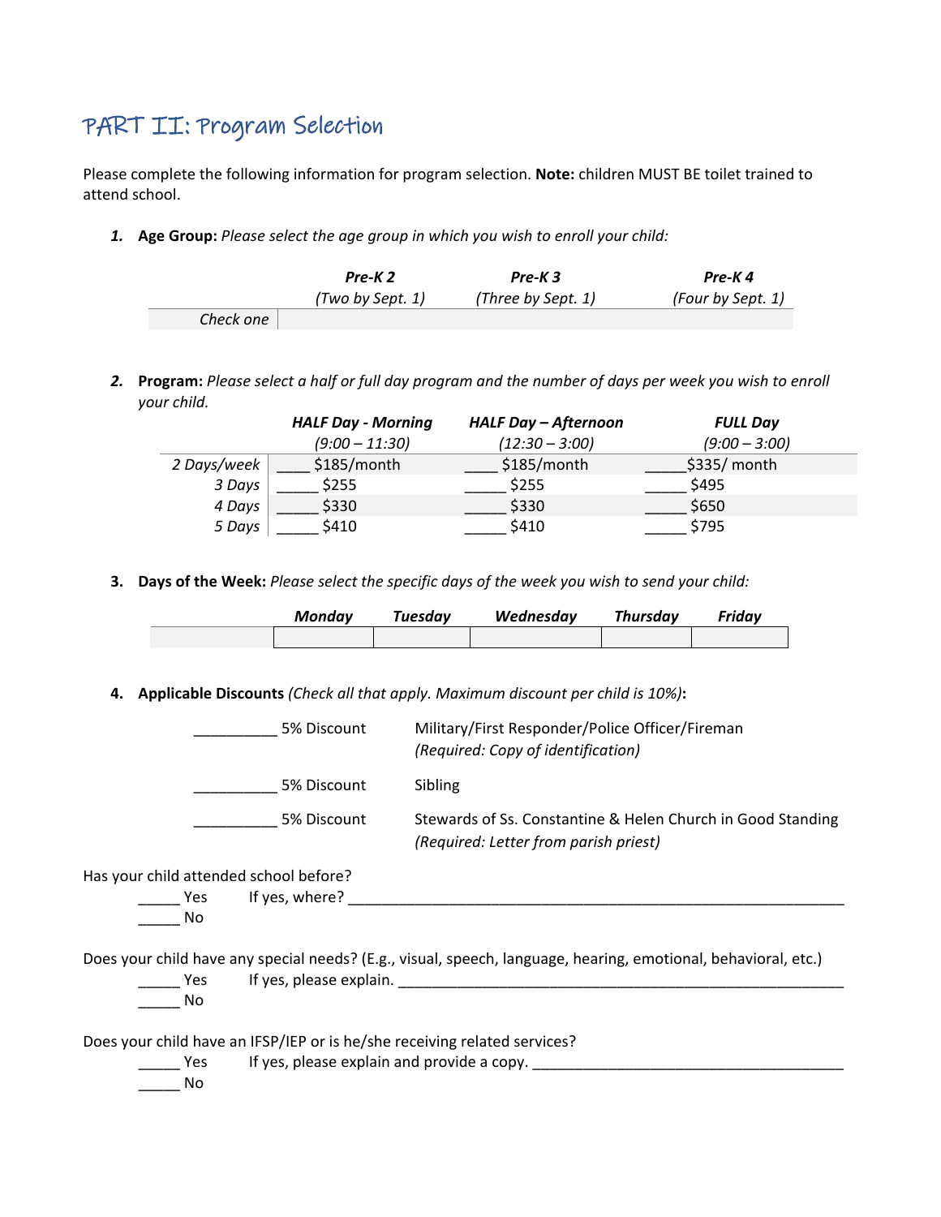## PART II: Program Selection

Please complete the following information for program selection. **Note:** children MUST BE toilet trained to attend school.

1. **Age Group:** *Please select the age group in which you wish to enroll your child:*

| | ***Pre-K 2*** *(Two by Sept. 1)* | ***Pre-K 3*** *(Three by Sept. 1)* | ***Pre-K 4*** *(Four by Sept. 1)* |
|---|---|---|---|
| *Check one* | | | |

2. **Program:** *Please select a half or full day program and the number of days per week you wish to enroll your child.*

| | ***HALF Day - Morning*** *(9:00 – 11:30)* | ***HALF Day – Afternoon*** *(12:30 – 3:00)* | ***FULL Day*** *(9:00 – 3:00)* |
|---|---|---|---|
| *2 Days/week* | ____ $185/month | ____ $185/month | _____$335/ month |
| *3 Days* | _____ $255 | _____ $255 | _____ $495 |
| *4 Days* | _____ $330 | _____ $330 | _____ $650 |
| *5 Days* | _____ $410 | _____ $410 | _____ $795 |

3. **Days of the Week:** *Please select the specific days of the week you wish to send your child:*

| | ***Monday*** | ***Tuesday*** | ***Wednesday*** | ***Thursday*** | ***Friday*** |
|---|---|---|---|---|---|
| | | | | | |

4. **Applicable Discounts** *(Check all that apply. Maximum discount per child is 10%)***:**

__________ 5% Discount    Military/First Responder/Police Officer/Fireman
*(Required: Copy of identification)*

__________ 5% Discount    Sibling

__________ 5% Discount    Stewards of Ss. Constantine & Helen Church in Good Standing
*(Required: Letter from parish priest)*

Has your child attended school before?

_____ Yes    If yes, where? ______________________________________________________________

_____ No

Does your child have any special needs? (E.g., visual, speech, language, hearing, emotional, behavioral, etc.)

_____ Yes    If yes, please explain. _______________________________________________________

_____ No

Does your child have an IFSP/IEP or is he/she receiving related services?

_____ Yes    If yes, please explain and provide a copy. _____________________________________

_____ No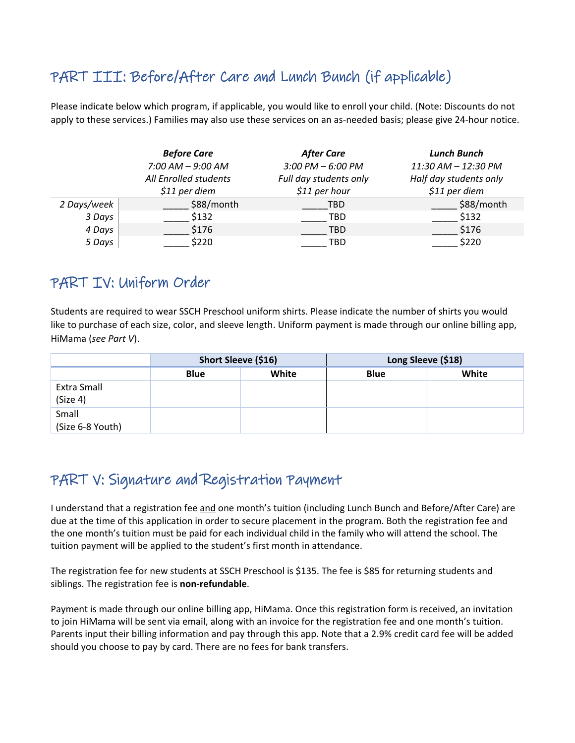## PART III: Before/After Care and Lunch Bunch (if applicable)

Please indicate below which program, if applicable, you would like to enroll your child. (Note: Discounts do not apply to these services.) Families may also use these services on an as-needed basis; please give 24-hour notice.

| | ***Before Care***<br>*7:00 AM – 9:00 AM*<br>*All Enrolled students*<br>*$11 per diem* | ***After Care***<br>*3:00 PM – 6:00 PM*<br>*Full day students only*<br>*$11 per hour* | ***Lunch Bunch***<br>*11:30 AM – 12:30 PM*<br>*Half day students only*<br>*$11 per diem* |
|---|---|---|---|
| *2 Days/week* | _____ $88/month | _____TBD | _____ $88/month |
| *3 Days* | _____ $132 | _____ TBD | _____ $132 |
| *4 Days* | _____ $176 | _____ TBD | _____ $176 |
| *5 Days* | _____ $220 | _____ TBD | _____ $220 |

## PART IV: Uniform Order

Students are required to wear SSCH Preschool uniform shirts. Please indicate the number of shirts you would like to purchase of each size, color, and sleeve length. Uniform payment is made through our online billing app, HiMama (*see Part V*).

| | **Short Sleeve ($16)** | | **Long Sleeve ($18)** | |
|---|---|---|---|---|
| | **Blue** | **White** | **Blue** | **White** |
| Extra Small<br>(Size 4) | | | | |
| Small<br>(Size 6-8 Youth) | | | | |

## PART V: Signature and Registration Payment

I understand that a registration fee and one month's tuition (including Lunch Bunch and Before/After Care) are due at the time of this application in order to secure placement in the program. Both the registration fee and the one month's tuition must be paid for each individual child in the family who will attend the school. The tuition payment will be applied to the student's first month in attendance.

The registration fee for new students at SSCH Preschool is $135. The fee is $85 for returning students and siblings. The registration fee is **non-refundable**.

Payment is made through our online billing app, HiMama. Once this registration form is received, an invitation to join HiMama will be sent via email, along with an invoice for the registration fee and one month's tuition. Parents input their billing information and pay through this app. Note that a 2.9% credit card fee will be added should you choose to pay by card. There are no fees for bank transfers.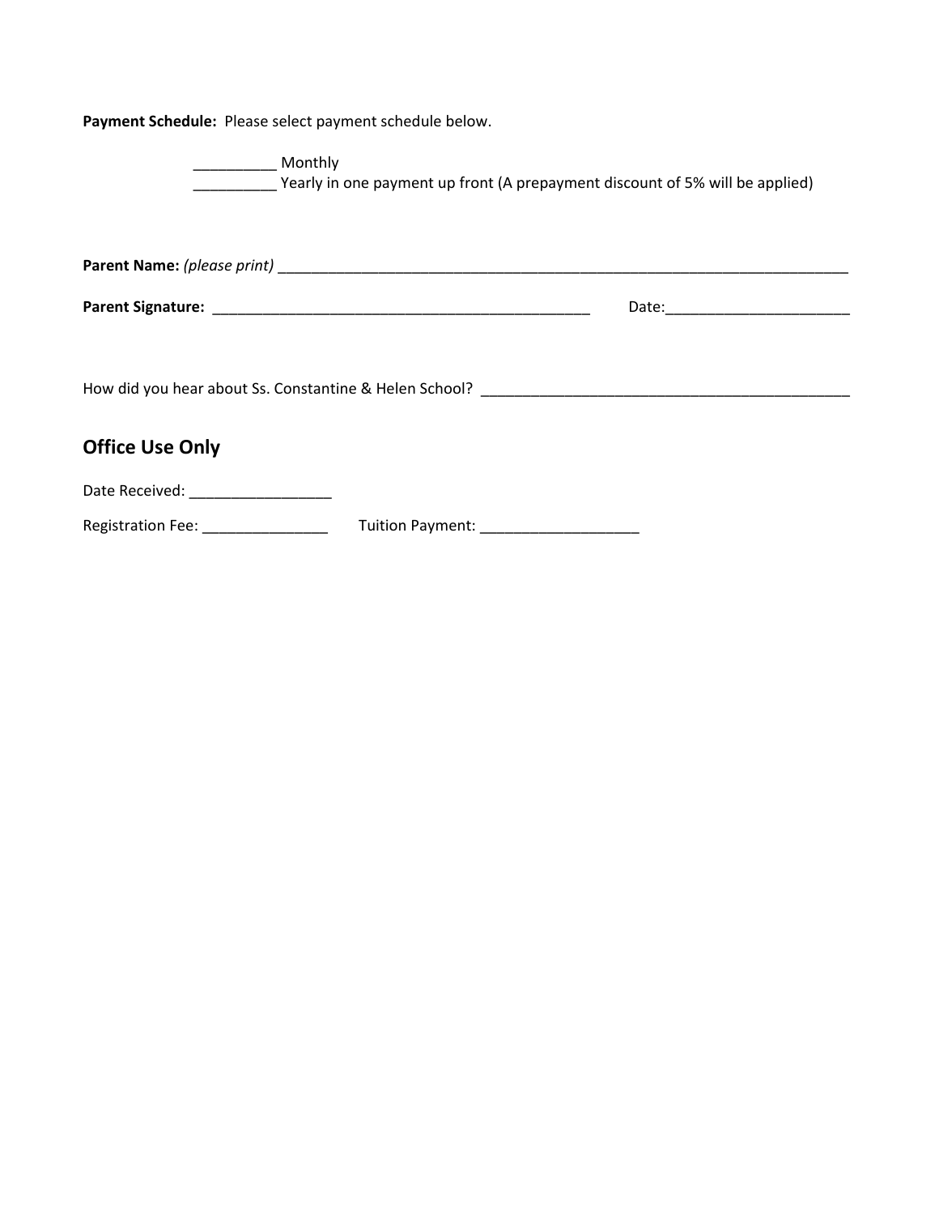**Payment Schedule:** Please select payment schedule below.

__________ Monthly
__________ Yearly in one payment up front (A prepayment discount of 5% will be applied)

**Parent Name:** *(please print)* ________________________________________________________________________

**Parent Signature:** _______________________________________________ Date:______________________

How did you hear about Ss. Constantine & Helen School? ______________________________________________

## Office Use Only

Date Received: _________________

Registration Fee: _______________ Tuition Payment: ___________________